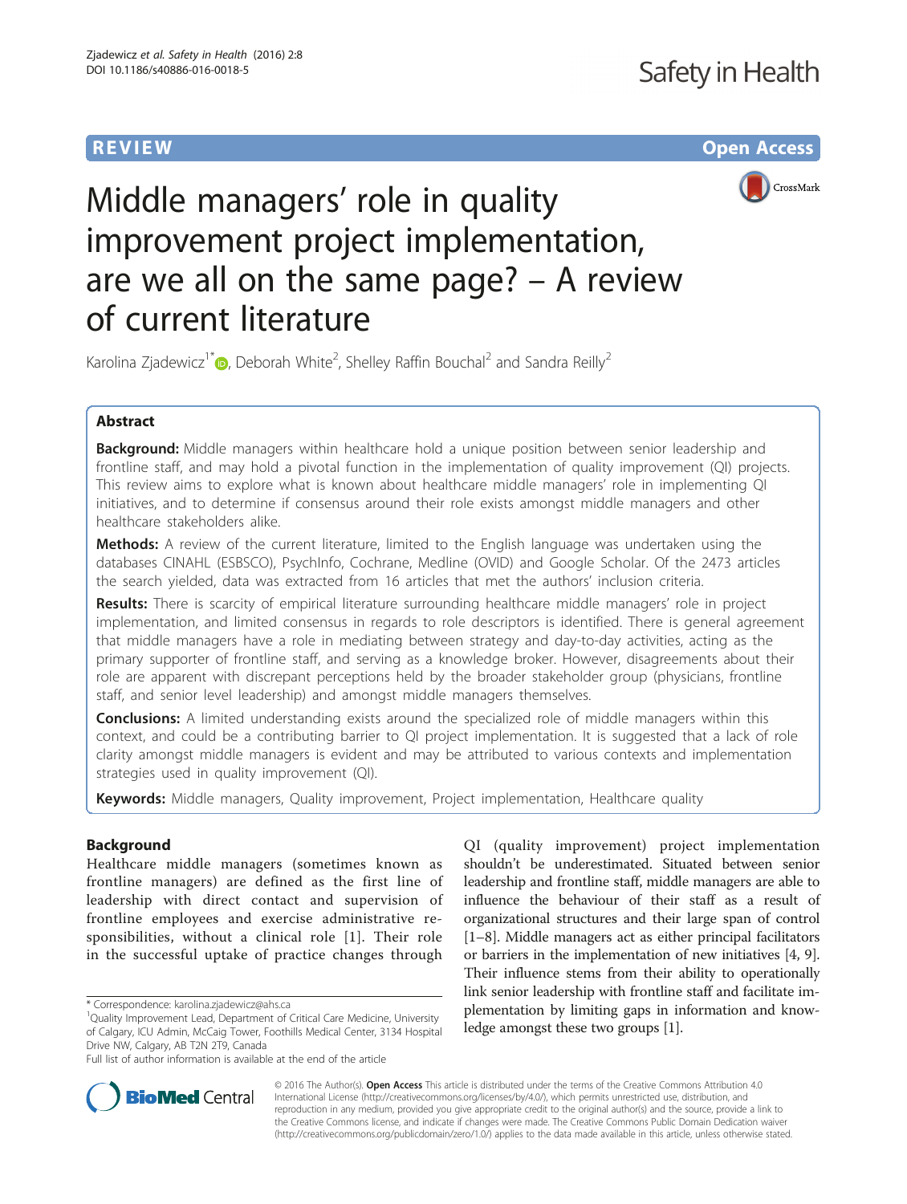**REVIEW** **Open Access**

# Middle managers' role in quality improvement project implementation, are we all on the same page? – A review of current literature

Karolina Zjadewicz[1*], Deborah White[2], Shelley Raffin Bouchal[2] and Sandra Reilly[2]

## Abstract

**Background:** Middle managers within healthcare hold a unique position between senior leadership and frontline staff, and may hold a pivotal function in the implementation of quality improvement (QI) projects. This review aims to explore what is known about healthcare middle managers' role in implementing QI initiatives, and to determine if consensus around their role exists amongst middle managers and other healthcare stakeholders alike.

**Methods:** A review of the current literature, limited to the English language was undertaken using the databases CINAHL (ESBSCO), PsychInfo, Cochrane, Medline (OVID) and Google Scholar. Of the 2473 articles the search yielded, data was extracted from 16 articles that met the authors' inclusion criteria.

**Results:** There is scarcity of empirical literature surrounding healthcare middle managers' role in project implementation, and limited consensus in regards to role descriptors is identified. There is general agreement that middle managers have a role in mediating between strategy and day-to-day activities, acting as the primary supporter of frontline staff, and serving as a knowledge broker. However, disagreements about their role are apparent with discrepant perceptions held by the broader stakeholder group (physicians, frontline staff, and senior level leadership) and amongst middle managers themselves.

**Conclusions:** A limited understanding exists around the specialized role of middle managers within this context, and could be a contributing barrier to QI project implementation. It is suggested that a lack of role clarity amongst middle managers is evident and may be attributed to various contexts and implementation strategies used in quality improvement (QI).

**Keywords:** Middle managers, Quality improvement, Project implementation, Healthcare quality

## Background

Healthcare middle managers (sometimes known as frontline managers) are defined as the first line of leadership with direct contact and supervision of frontline employees and exercise administrative responsibilities, without a clinical role [1]. Their role in the successful uptake of practice changes through QI (quality improvement) project implementation shouldn't be underestimated. Situated between senior leadership and frontline staff, middle managers are able to influence the behaviour of their staff as a result of organizational structures and their large span of control [1–8]. Middle managers act as either principal facilitators or barriers in the implementation of new initiatives [4, 9]. Their influence stems from their ability to operationally link senior leadership with frontline staff and facilitate implementation by limiting gaps in information and knowledge amongst these two groups [1].

\* Correspondence: karolina.zjadewicz@ahs.ca
[1]Quality Improvement Lead, Department of Critical Care Medicine, University of Calgary, ICU Admin, McCaig Tower, Foothills Medical Center, 3134 Hospital Drive NW, Calgary, AB T2N 2T9, Canada
Full list of author information is available at the end of the article

© 2016 The Author(s). **Open Access** This article is distributed under the terms of the Creative Commons Attribution 4.0 International License (http://creativecommons.org/licenses/by/4.0/), which permits unrestricted use, distribution, and reproduction in any medium, provided you give appropriate credit to the original author(s) and the source, provide a link to the Creative Commons license, and indicate if changes were made. The Creative Commons Public Domain Dedication waiver (http://creativecommons.org/publicdomain/zero/1.0/) applies to the data made available in this article, unless otherwise stated.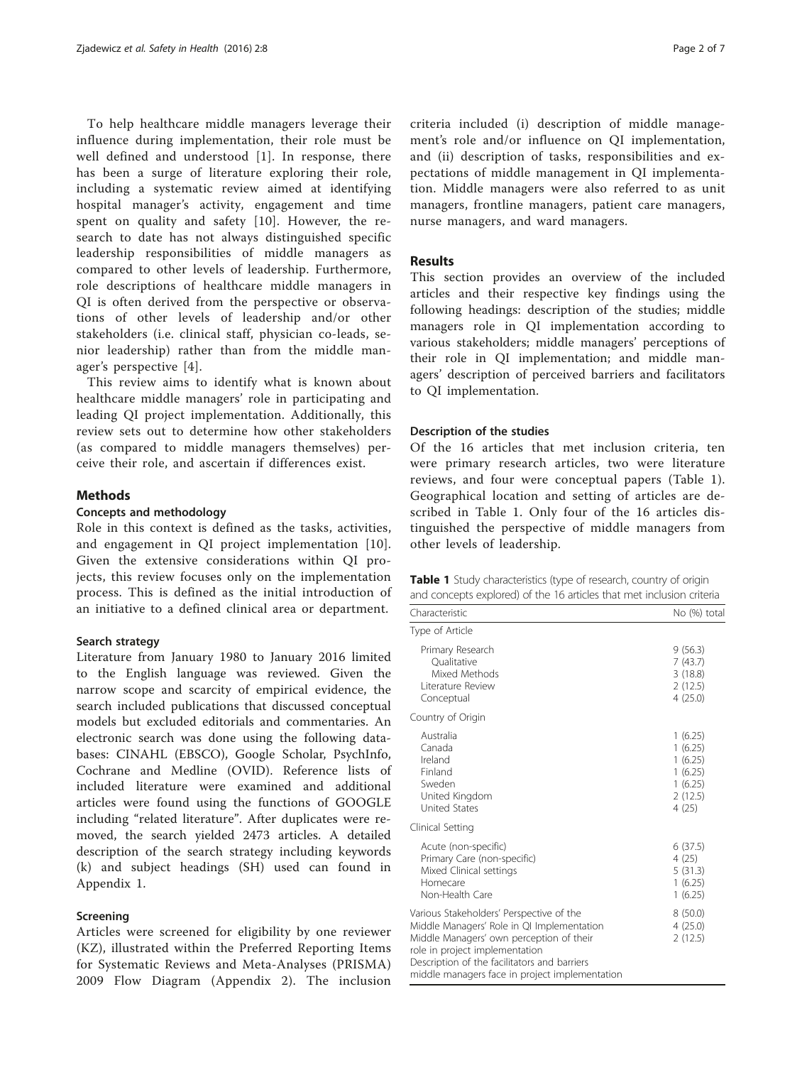To help healthcare middle managers leverage their influence during implementation, their role must be well defined and understood [1]. In response, there has been a surge of literature exploring their role, including a systematic review aimed at identifying hospital manager's activity, engagement and time spent on quality and safety [10]. However, the research to date has not always distinguished specific leadership responsibilities of middle managers as compared to other levels of leadership. Furthermore, role descriptions of healthcare middle managers in QI is often derived from the perspective or observations of other levels of leadership and/or other stakeholders (i.e. clinical staff, physician co-leads, senior leadership) rather than from the middle manager's perspective [4].

This review aims to identify what is known about healthcare middle managers' role in participating and leading QI project implementation. Additionally, this review sets out to determine how other stakeholders (as compared to middle managers themselves) perceive their role, and ascertain if differences exist.

## Methods

### Concepts and methodology

Role in this context is defined as the tasks, activities, and engagement in QI project implementation [10]. Given the extensive considerations within QI projects, this review focuses only on the implementation process. This is defined as the initial introduction of an initiative to a defined clinical area or department.

### Search strategy

Literature from January 1980 to January 2016 limited to the English language was reviewed. Given the narrow scope and scarcity of empirical evidence, the search included publications that discussed conceptual models but excluded editorials and commentaries. An electronic search was done using the following databases: CINAHL (EBSCO), Google Scholar, PsychInfo, Cochrane and Medline (OVID). Reference lists of included literature were examined and additional articles were found using the functions of GOOGLE including "related literature". After duplicates were removed, the search yielded 2473 articles. A detailed description of the search strategy including keywords (k) and subject headings (SH) used can found in Appendix 1.

### Screening

Articles were screened for eligibility by one reviewer (KZ), illustrated within the Preferred Reporting Items for Systematic Reviews and Meta-Analyses (PRISMA) 2009 Flow Diagram (Appendix 2). The inclusion criteria included (i) description of middle management's role and/or influence on QI implementation, and (ii) description of tasks, responsibilities and expectations of middle management in QI implementation. Middle managers were also referred to as unit managers, frontline managers, patient care managers, nurse managers, and ward managers.

## Results

This section provides an overview of the included articles and their respective key findings using the following headings: description of the studies; middle managers role in QI implementation according to various stakeholders; middle managers' perceptions of their role in QI implementation; and middle managers' description of perceived barriers and facilitators to QI implementation.

### Description of the studies

Of the 16 articles that met inclusion criteria, ten were primary research articles, two were literature reviews, and four were conceptual papers (Table 1). Geographical location and setting of articles are described in Table 1. Only four of the 16 articles distinguished the perspective of middle managers from other levels of leadership.

**Table 1** Study characteristics (type of research, country of origin and concepts explored) of the 16 articles that met inclusion criteria

| Characteristic | No (%) total |
|---|---|
| Type of Article | |
| Primary Research | 9 (56.3) |
| Qualitative | 7 (43.7) |
| Mixed Methods | 3 (18.8) |
| Literature Review | 2 (12.5) |
| Conceptual | 4 (25.0) |
| Country of Origin | |
| Australia | 1 (6.25) |
| Canada | 1 (6.25) |
| Ireland | 1 (6.25) |
| Finland | 1 (6.25) |
| Sweden | 1 (6.25) |
| United Kingdom | 2 (12.5) |
| United States | 4 (25) |
| Clinical Setting | |
| Acute (non-specific) | 6 (37.5) |
| Primary Care (non-specific) | 4 (25) |
| Mixed Clinical settings | 5 (31.3) |
| Homecare | 1 (6.25) |
| Non-Health Care | 1 (6.25) |
| Various Stakeholders' Perspective of the Middle Managers' Role in QI Implementation | 8 (50.0) |
| Middle Managers' own perception of their role in project implementation | 4 (25.0) |
| Description of the facilitators and barriers middle managers face in project implementation | 2 (12.5) |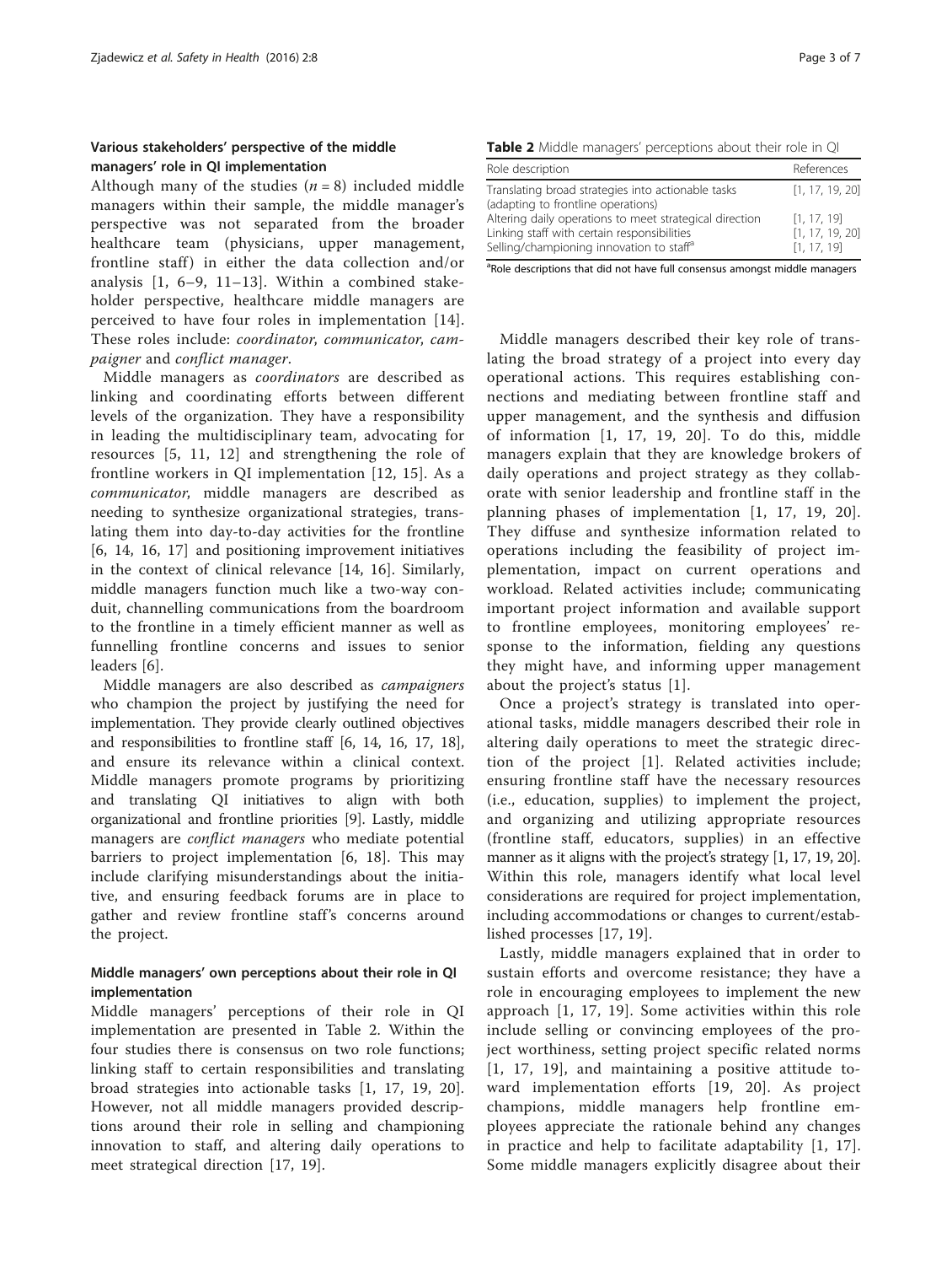### Various stakeholders' perspective of the middle managers' role in QI implementation

Although many of the studies ($n = 8$) included middle managers within their sample, the middle manager's perspective was not separated from the broader healthcare team (physicians, upper management, frontline staff) in either the data collection and/or analysis [1, 6–9, 11–13]. Within a combined stakeholder perspective, healthcare middle managers are perceived to have four roles in implementation [14]. These roles include: *coordinator*, *communicator*, *campaigner* and *conflict manager*.

Middle managers as *coordinators* are described as linking and coordinating efforts between different levels of the organization. They have a responsibility in leading the multidisciplinary team, advocating for resources [5, 11, 12] and strengthening the role of frontline workers in QI implementation [12, 15]. As a *communicator*, middle managers are described as needing to synthesize organizational strategies, translating them into day-to-day activities for the frontline [6, 14, 16, 17] and positioning improvement initiatives in the context of clinical relevance [14, 16]. Similarly, middle managers function much like a two-way conduit, channelling communications from the boardroom to the frontline in a timely efficient manner as well as funnelling frontline concerns and issues to senior leaders [6].

Middle managers are also described as *campaigners* who champion the project by justifying the need for implementation. They provide clearly outlined objectives and responsibilities to frontline staff [6, 14, 16, 17, 18], and ensure its relevance within a clinical context. Middle managers promote programs by prioritizing and translating QI initiatives to align with both organizational and frontline priorities [9]. Lastly, middle managers are *conflict managers* who mediate potential barriers to project implementation [6, 18]. This may include clarifying misunderstandings about the initiative, and ensuring feedback forums are in place to gather and review frontline staff's concerns around the project.

### Middle managers' own perceptions about their role in QI implementation

Middle managers' perceptions of their role in QI implementation are presented in Table 2. Within the four studies there is consensus on two role functions; linking staff to certain responsibilities and translating broad strategies into actionable tasks [1, 17, 19, 20]. However, not all middle managers provided descriptions around their role in selling and championing innovation to staff, and altering daily operations to meet strategical direction [17, 19].

**Table 2** Middle managers' perceptions about their role in QI

| Role description | References |
|---|---|
| Translating broad strategies into actionable tasks (adapting to frontline operations) | [1, 17, 19, 20] |
| Altering daily operations to meet strategical direction | [1, 17, 19] |
| Linking staff with certain responsibilities | [1, 17, 19, 20] |
| Selling/championing innovation to staff[a] | [1, 17, 19] |

[a]Role descriptions that did not have full consensus amongst middle managers

Middle managers described their key role of translating the broad strategy of a project into every day operational actions. This requires establishing connections and mediating between frontline staff and upper management, and the synthesis and diffusion of information [1, 17, 19, 20]. To do this, middle managers explain that they are knowledge brokers of daily operations and project strategy as they collaborate with senior leadership and frontline staff in the planning phases of implementation [1, 17, 19, 20]. They diffuse and synthesize information related to operations including the feasibility of project implementation, impact on current operations and workload. Related activities include; communicating important project information and available support to frontline employees, monitoring employees' response to the information, fielding any questions they might have, and informing upper management about the project's status [1].

Once a project's strategy is translated into operational tasks, middle managers described their role in altering daily operations to meet the strategic direction of the project [1]. Related activities include; ensuring frontline staff have the necessary resources (i.e., education, supplies) to implement the project, and organizing and utilizing appropriate resources (frontline staff, educators, supplies) in an effective manner as it aligns with the project's strategy [1, 17, 19, 20]. Within this role, managers identify what local level considerations are required for project implementation, including accommodations or changes to current/established processes [17, 19].

Lastly, middle managers explained that in order to sustain efforts and overcome resistance; they have a role in encouraging employees to implement the new approach [1, 17, 19]. Some activities within this role include selling or convincing employees of the project worthiness, setting project specific related norms [1, 17, 19], and maintaining a positive attitude toward implementation efforts [19, 20]. As project champions, middle managers help frontline employees appreciate the rationale behind any changes in practice and help to facilitate adaptability [1, 17]. Some middle managers explicitly disagree about their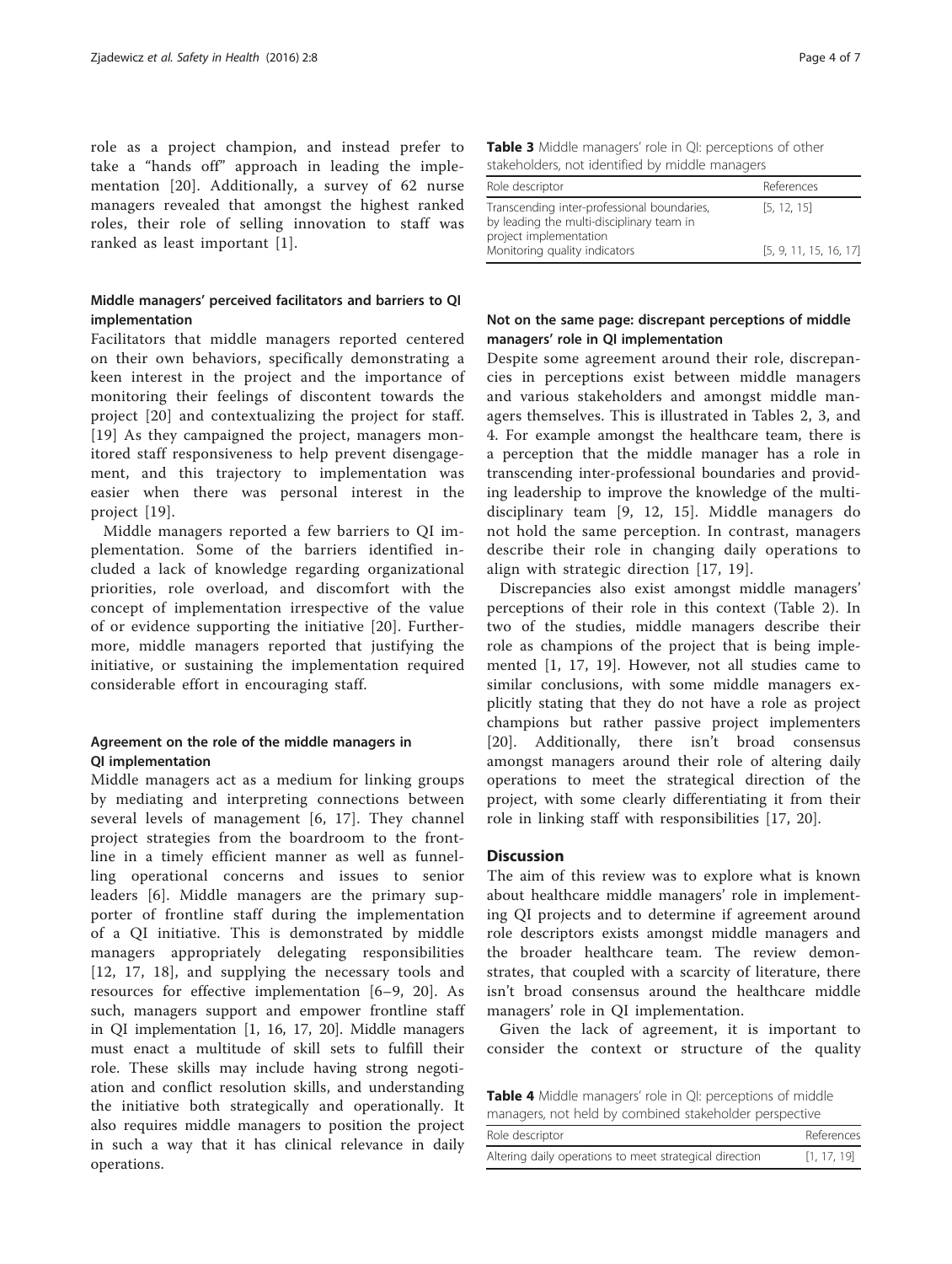role as a project champion, and instead prefer to take a "hands off" approach in leading the implementation [20]. Additionally, a survey of 62 nurse managers revealed that amongst the highest ranked roles, their role of selling innovation to staff was ranked as least important [1].

### Middle managers' perceived facilitators and barriers to QI implementation

Facilitators that middle managers reported centered on their own behaviors, specifically demonstrating a keen interest in the project and the importance of monitoring their feelings of discontent towards the project [20] and contextualizing the project for staff. [19] As they campaigned the project, managers monitored staff responsiveness to help prevent disengagement, and this trajectory to implementation was easier when there was personal interest in the project [19].

Middle managers reported a few barriers to QI implementation. Some of the barriers identified included a lack of knowledge regarding organizational priorities, role overload, and discomfort with the concept of implementation irrespective of the value of or evidence supporting the initiative [20]. Furthermore, middle managers reported that justifying the initiative, or sustaining the implementation required considerable effort in encouraging staff.

### Agreement on the role of the middle managers in QI implementation

Middle managers act as a medium for linking groups by mediating and interpreting connections between several levels of management [6, 17]. They channel project strategies from the boardroom to the frontline in a timely efficient manner as well as funnelling operational concerns and issues to senior leaders [6]. Middle managers are the primary supporter of frontline staff during the implementation of a QI initiative. This is demonstrated by middle managers appropriately delegating responsibilities [12, 17, 18], and supplying the necessary tools and resources for effective implementation [6–9, 20]. As such, managers support and empower frontline staff in QI implementation [1, 16, 17, 20]. Middle managers must enact a multitude of skill sets to fulfill their role. These skills may include having strong negotiation and conflict resolution skills, and understanding the initiative both strategically and operationally. It also requires middle managers to position the project in such a way that it has clinical relevance in daily operations.

**Table 3** Middle managers' role in QI: perceptions of other stakeholders, not identified by middle managers

| Role descriptor | References |
| --- | --- |
| Transcending inter-professional boundaries, by leading the multi-disciplinary team in project implementation | [5, 12, 15] |
| Monitoring quality indicators | [5, 9, 11, 15, 16, 17] |

### Not on the same page: discrepant perceptions of middle managers' role in QI implementation

Despite some agreement around their role, discrepancies in perceptions exist between middle managers and various stakeholders and amongst middle managers themselves. This is illustrated in Tables 2, 3, and 4. For example amongst the healthcare team, there is a perception that the middle manager has a role in transcending inter-professional boundaries and providing leadership to improve the knowledge of the multidisciplinary team [9, 12, 15]. Middle managers do not hold the same perception. In contrast, managers describe their role in changing daily operations to align with strategic direction [17, 19].

Discrepancies also exist amongst middle managers' perceptions of their role in this context (Table 2). In two of the studies, middle managers describe their role as champions of the project that is being implemented [1, 17, 19]. However, not all studies came to similar conclusions, with some middle managers explicitly stating that they do not have a role as project champions but rather passive project implementers [20]. Additionally, there isn't broad consensus amongst managers around their role of altering daily operations to meet the strategical direction of the project, with some clearly differentiating it from their role in linking staff with responsibilities [17, 20].

## Discussion

The aim of this review was to explore what is known about healthcare middle managers' role in implementing QI projects and to determine if agreement around role descriptors exists amongst middle managers and the broader healthcare team. The review demonstrates, that coupled with a scarcity of literature, there isn't broad consensus around the healthcare middle managers' role in QI implementation.

Given the lack of agreement, it is important to consider the context or structure of the quality

**Table 4** Middle managers' role in QI: perceptions of middle managers, not held by combined stakeholder perspective

| Role descriptor | References |
| --- | --- |
| Altering daily operations to meet strategical direction | [1, 17, 19] |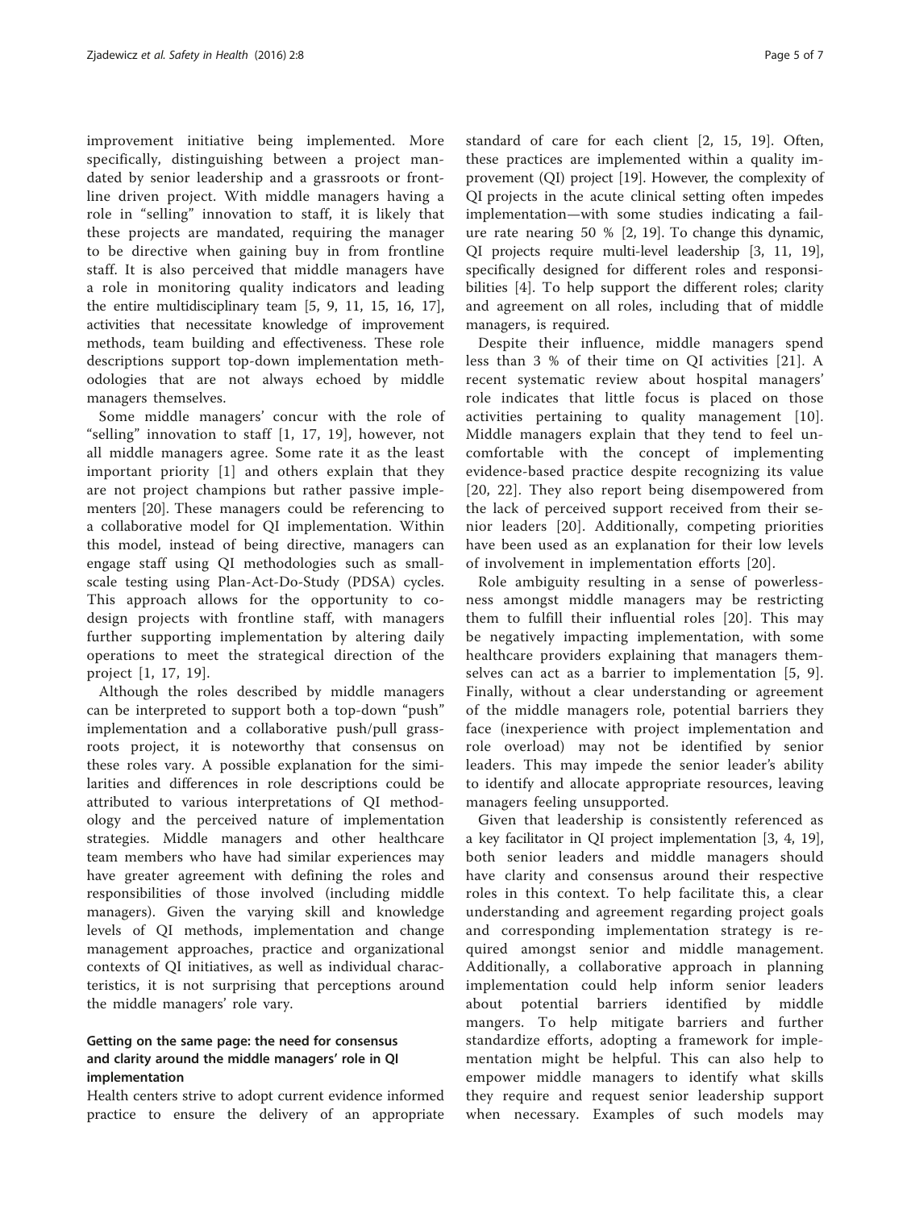improvement initiative being implemented. More specifically, distinguishing between a project mandated by senior leadership and a grassroots or frontline driven project. With middle managers having a role in "selling" innovation to staff, it is likely that these projects are mandated, requiring the manager to be directive when gaining buy in from frontline staff. It is also perceived that middle managers have a role in monitoring quality indicators and leading the entire multidisciplinary team [5, 9, 11, 15, 16, 17], activities that necessitate knowledge of improvement methods, team building and effectiveness. These role descriptions support top-down implementation methodologies that are not always echoed by middle managers themselves.

Some middle managers' concur with the role of "selling" innovation to staff [1, 17, 19], however, not all middle managers agree. Some rate it as the least important priority [1] and others explain that they are not project champions but rather passive implementers [20]. These managers could be referencing to a collaborative model for QI implementation. Within this model, instead of being directive, managers can engage staff using QI methodologies such as small-scale testing using Plan-Act-Do-Study (PDSA) cycles. This approach allows for the opportunity to co-design projects with frontline staff, with managers further supporting implementation by altering daily operations to meet the strategical direction of the project [1, 17, 19].

Although the roles described by middle managers can be interpreted to support both a top-down "push" implementation and a collaborative push/pull grassroots project, it is noteworthy that consensus on these roles vary. A possible explanation for the similarities and differences in role descriptions could be attributed to various interpretations of QI methodology and the perceived nature of implementation strategies. Middle managers and other healthcare team members who have had similar experiences may have greater agreement with defining the roles and responsibilities of those involved (including middle managers). Given the varying skill and knowledge levels of QI methods, implementation and change management approaches, practice and organizational contexts of QI initiatives, as well as individual characteristics, it is not surprising that perceptions around the middle managers' role vary.

### Getting on the same page: the need for consensus and clarity around the middle managers' role in QI implementation

Health centers strive to adopt current evidence informed practice to ensure the delivery of an appropriate standard of care for each client [2, 15, 19]. Often, these practices are implemented within a quality improvement (QI) project [19]. However, the complexity of QI projects in the acute clinical setting often impedes implementation—with some studies indicating a failure rate nearing 50 % [2, 19]. To change this dynamic, QI projects require multi-level leadership [3, 11, 19], specifically designed for different roles and responsibilities [4]. To help support the different roles; clarity and agreement on all roles, including that of middle managers, is required.

Despite their influence, middle managers spend less than 3 % of their time on QI activities [21]. A recent systematic review about hospital managers' role indicates that little focus is placed on those activities pertaining to quality management [10]. Middle managers explain that they tend to feel uncomfortable with the concept of implementing evidence-based practice despite recognizing its value [20, 22]. They also report being disempowered from the lack of perceived support received from their senior leaders [20]. Additionally, competing priorities have been used as an explanation for their low levels of involvement in implementation efforts [20].

Role ambiguity resulting in a sense of powerlessness amongst middle managers may be restricting them to fulfill their influential roles [20]. This may be negatively impacting implementation, with some healthcare providers explaining that managers themselves can act as a barrier to implementation [5, 9]. Finally, without a clear understanding or agreement of the middle managers role, potential barriers they face (inexperience with project implementation and role overload) may not be identified by senior leaders. This may impede the senior leader's ability to identify and allocate appropriate resources, leaving managers feeling unsupported.

Given that leadership is consistently referenced as a key facilitator in QI project implementation [3, 4, 19], both senior leaders and middle managers should have clarity and consensus around their respective roles in this context. To help facilitate this, a clear understanding and agreement regarding project goals and corresponding implementation strategy is required amongst senior and middle management. Additionally, a collaborative approach in planning implementation could help inform senior leaders about potential barriers identified by middle mangers. To help mitigate barriers and further standardize efforts, adopting a framework for implementation might be helpful. This can also help to empower middle managers to identify what skills they require and request senior leadership support when necessary. Examples of such models may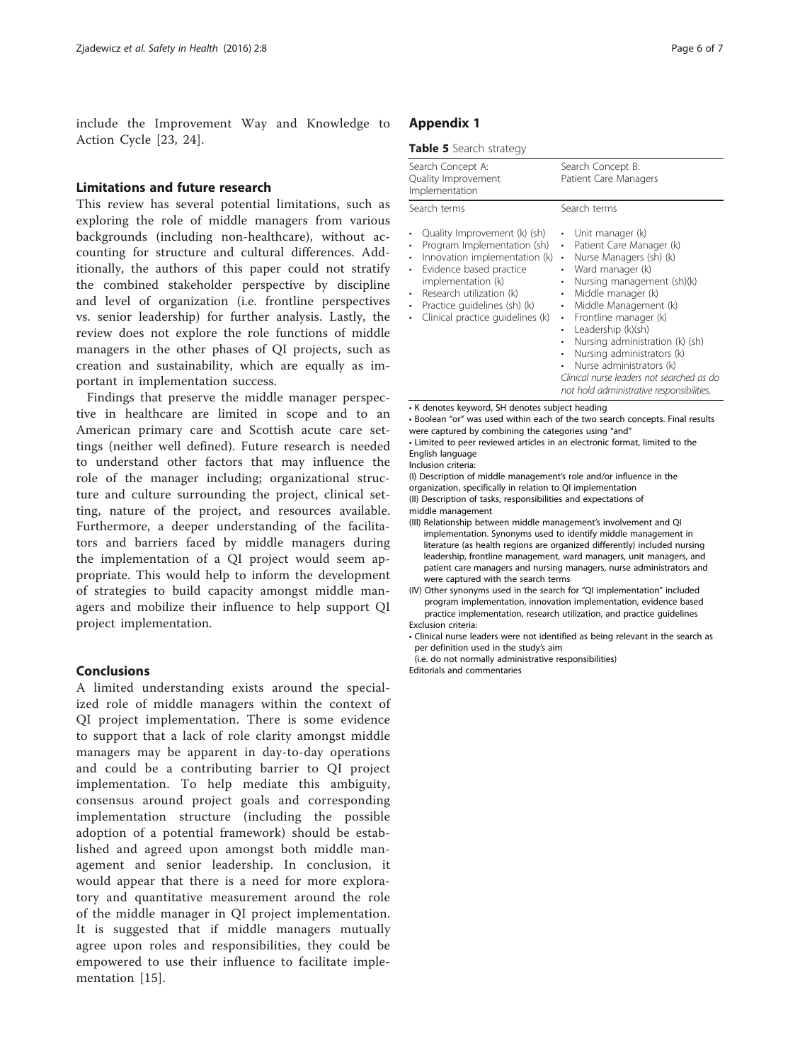include the Improvement Way and Knowledge to Action Cycle [23, 24].

## Limitations and future research

This review has several potential limitations, such as exploring the role of middle managers from various backgrounds (including non-healthcare), without accounting for structure and cultural differences. Additionally, the authors of this paper could not stratify the combined stakeholder perspective by discipline and level of organization (i.e. frontline perspectives vs. senior leadership) for further analysis. Lastly, the review does not explore the role functions of middle managers in the other phases of QI projects, such as creation and sustainability, which are equally as important in implementation success.

Findings that preserve the middle manager perspective in healthcare are limited in scope and to an American primary care and Scottish acute care settings (neither well defined). Future research is needed to understand other factors that may influence the role of the manager including; organizational structure and culture surrounding the project, clinical setting, nature of the project, and resources available. Furthermore, a deeper understanding of the facilitators and barriers faced by middle managers during the implementation of a QI project would seem appropriate. This would help to inform the development of strategies to build capacity amongst middle managers and mobilize their influence to help support QI project implementation.

## Conclusions

A limited understanding exists around the specialized role of middle managers within the context of QI project implementation. There is some evidence to support that a lack of role clarity amongst middle managers may be apparent in day-to-day operations and could be a contributing barrier to QI project implementation. To help mediate this ambiguity, consensus around project goals and corresponding implementation structure (including the possible adoption of a potential framework) should be established and agreed upon amongst both middle management and senior leadership. In conclusion, it would appear that there is a need for more exploratory and quantitative measurement around the role of the middle manager in QI project implementation. It is suggested that if middle managers mutually agree upon roles and responsibilities, they could be empowered to use their influence to facilitate implementation [15].

## Appendix 1

**Table 5** Search strategy

| Search Concept A: Quality Improvement Implementation | Search Concept B: Patient Care Managers |
|---|---|
| Search terms | Search terms |
| • Quality Improvement (k) (sh)<br>• Program Implementation (sh)<br>• Innovation implementation (k)<br>• Evidence based practice implementation (k)<br>• Research utilization (k)<br>• Practice guidelines (sh) (k)<br>• Clinical practice guidelines (k) | • Unit manager (k)<br>• Patient Care Manager (k)<br>• Nurse Managers (sh) (k)<br>• Ward manager (k)<br>• Nursing management (sh)(k)<br>• Middle manager (k)<br>• Middle Management (k)<br>• Frontline manager (k)<br>• Leadership (k)(sh)<br>• Nursing administration (k) (sh)<br>• Nursing administrators (k)<br>• Nurse administrators (k)<br>*Clinical nurse leaders not searched as do not hold administrative responsibilities.* |

• K denotes keyword, SH denotes subject heading
• Boolean "or" was used within each of the two search concepts. Final results were captured by combining the categories using "and"
• Limited to peer reviewed articles in an electronic format, limited to the English language

Inclusion criteria:

(I) Description of middle management's role and/or influence in the organization, specifically in relation to QI implementation
(II) Description of tasks, responsibilities and expectations of middle management
(III) Relationship between middle management's involvement and QI implementation. Synonyms used to identify middle management in literature (as health regions are organized differently) included nursing leadership, frontline management, ward managers, unit managers, and patient care managers and nursing managers, nurse administrators and were captured with the search terms
(IV) Other synonyms used in the search for "QI implementation" included program implementation, innovation implementation, evidence based practice implementation, research utilization, and practice guidelines

Exclusion criteria:

• Clinical nurse leaders were not identified as being relevant in the search as per definition used in the study's aim (i.e. do not normally administrative responsibilities)

Editorials and commentaries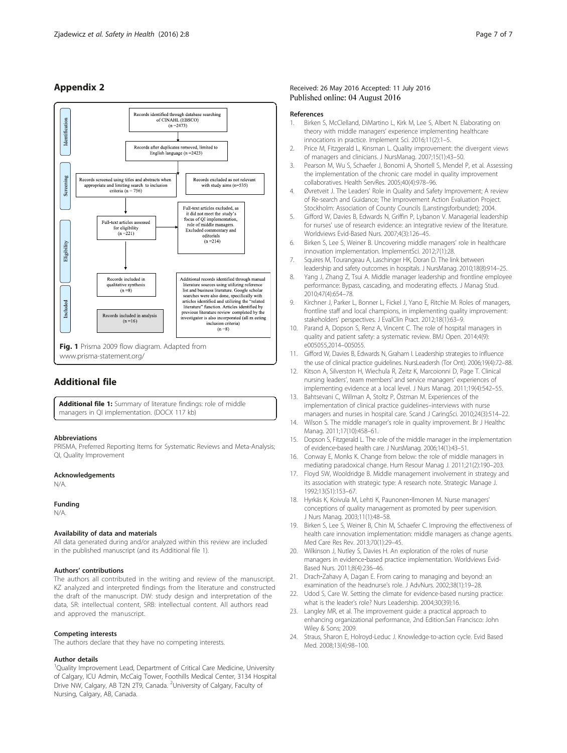## Appendix 2

Identification

Records identified through database searching of CINAHL (EBSCO) (n =2473)

Records after duplicates removed, limited to English language (n =2423)

Screening

Records screened using titles and abstracts when appropriate and limiting search to inclusion criteria (n = 756)

Records excluded as not relevant with study aims (n=535)

Eligibility

Full-text articles assessed for eligibility (n =221)

Full-text articles excluded, as it did not meet the study's focus of QI implementation, role of middle managers. Excluded commentary and editorials (n =214)

Included

Records included in qualitative synthesis (n =8)

Additional records identified through manual literature sources using utilizing reference list and business literature. Google scholar searches were also done, specifically with articles identified and utilizing the "related literature" function. Articles identified by previous literature review completed by the investigator is also incorporated (all m eeting inclusion criteria) (n =8)

Records included in analysis (n =16)

**Fig. 1** Prisma 2009 flow diagram. Adapted from www.prisma-statement.org/

## Additional file

**Additional file 1:** Summary of literature findings: role of middle managers in QI implementation. (DOCX 117 kb)

#### Abbreviations

PRISMA, Preferred Reporting Items for Systematic Reviews and Meta-Analysis; QI, Quality Improvement

#### Acknowledgements

N/A.

#### Funding

N/A.

#### Availability of data and materials

All data generated during and/or analyzed within this review are included in the published manuscript (and its Additional file 1).

#### Authors' contributions

The authors all contributed in the writing and review of the manuscript. KZ analyzed and interpreted findings from the literature and constructed the draft of the manuscript. DW: study design and interpretation of the data, SR: intellectual content, SRB: intellectual content. All authors read and approved the manuscript.

#### Competing interests

The authors declare that they have no competing interests.

#### Author details

[1]Quality Improvement Lead, Department of Critical Care Medicine, University of Calgary, ICU Admin, McCaig Tower, Foothills Medical Center, 3134 Hospital Drive NW, Calgary, AB T2N 2T9, Canada. [2]University of Calgary, Faculty of Nursing, Calgary, AB, Canada.

Received: 26 May 2016 Accepted: 11 July 2016
Published online: 04 August 2016

#### References

1. Birken S, McClelland, DiMartino L, Kirk M, Lee S, Albert N. Elaborating on theory with middle managers' experience implementing healthcare innocations in practice. Implement Sci. 2016;11(2):1–5.
2. Price M, Fitzgerald L, Kinsman L. Quality improvement: the divergent views of managers and clinicians. J NursManag. 2007;15(1):43–50.
3. Pearson M, Wu S, Schaefer J, Bonomi A, Shortell S, Mendel P, et al. Assessing the implementation of the chronic care model in quality improvement collaboratives. Health ServRes. 2005;40(4):978–96.
4. Øvretveit J. The Leaders' Role in Quality and Safety Improvement; A review of Re-search and Guidance; The Improvement Action Evaluation Project. Stockholm: Association of County Councils (Lanstingsforbundet); 2004.
5. Gifford W, Davies B, Edwards N, Griffin P, Lybanon V. Managerial leadership for nurses' use of research evidence: an integrative review of the literature. Worldviews Evid-Based Nurs. 2007;4(3):126–45.
6. Birken S, Lee S, Weiner B. Uncovering middle managers' role in healthcare innovation implementation. ImplementSci. 2012;7(1):28.
7. Squires M, Tourangeau A, Laschinger HK, Doran D. The link between leadership and safety outcomes in hospitals. J NursManag. 2010;18(8):914–25.
8. Yang J, Zhang Z, Tsui A. Middle manager leadership and frontline employee performance: Bypass, cascading, and moderating effects. J Manag Stud. 2010;47(4):654–78.
9. Kirchner J, Parker L, Bonner L, Fickel J, Yano E, Ritchie M. Roles of managers, frontline staff and local champions, in implementing quality improvement: stakeholders' perspectives. J EvalClin Pract. 2012;18(1):63–9.
10. Parand A, Dopson S, Renz A, Vincent C. The role of hospital managers in quality and patient safety: a systematic review. BMJ Open. 2014;4(9): e005055,2014–005055.
11. Gifford W, Davies B, Edwards N, Graham I. Leadership strategies to influence the use of clinical practice guidelines. NursLeadersh (Tor Ont). 2006;19(4):72–88.
12. Kitson A, Silverston H, Wiechula R, Zeitz K, Marcoionni D, Page T. Clinical nursing leaders', team members' and service managers' experiences of implementing evidence at a local level. J Nurs Manag. 2011;19(4):542–55.
13. Bahtsevani C, Willman A, Stoltz P, Östman M. Experiences of the implementation of clinical practice guidelines–interviews with nurse managers and nurses in hospital care. Scand J CaringSci. 2010;24(3):514–22.
14. Wilson S. The middle manager's role in quality improvement. Br J Healthc Manag. 2011;17(10):458–61.
15. Dopson S, Fitzgerald L. The role of the middle manager in the implementation of evidence-based health care. J NursManag. 2006;14(1):43–51.
16. Conway E, Monks K. Change from below: the role of middle managers in mediating paradoxical change. Hum Resour Manag J. 2011;21(2):190–203.
17. Floyd SW, Wooldridge B. Middle management involvement in strategy and its association with strategic type: A research note. Strategic Manage J. 1992;13(S1):153–67.
18. Hyrkäs K, Koivula M, Lehti K, Paunonen-Ilmonen M. Nurse managers' conceptions of quality management as promoted by peer supervision. J Nurs Manag. 2003;11(1):48–58.
19. Birken S, Lee S, Weiner B, Chin M, Schaefer C. Improving the effectiveness of health care innovation implementation: middle managers as change agents. Med Care Res Rev. 2013;70(1):29–45.
20. Wilkinson J, Nutley S, Davies H. An exploration of the roles of nurse managers in evidence-based practice implementation. Worldviews Evid-Based Nurs. 2011;8(4):236–46.
21. Drach-Zahavy A, Dagan E. From caring to managing and beyond: an examination of the headnurse's role. J AdvNurs. 2002;38(1):19–28.
22. Udod S, Care W. Setting the climate for evidence-based nursing practice: what is the leader's role? Nurs Leadership. 2004;30(39):16.
23. Langley MR, et al. The improvement guide: a practical approach to enhancing organizational performance, 2nd Edition.San Francisco: John Wiley & Sons; 2009.
24. Straus, Sharon E, Holroyd-Leduc J. Knowledge-to-action cycle. Evid Based Med. 2008;13(4):98–100.